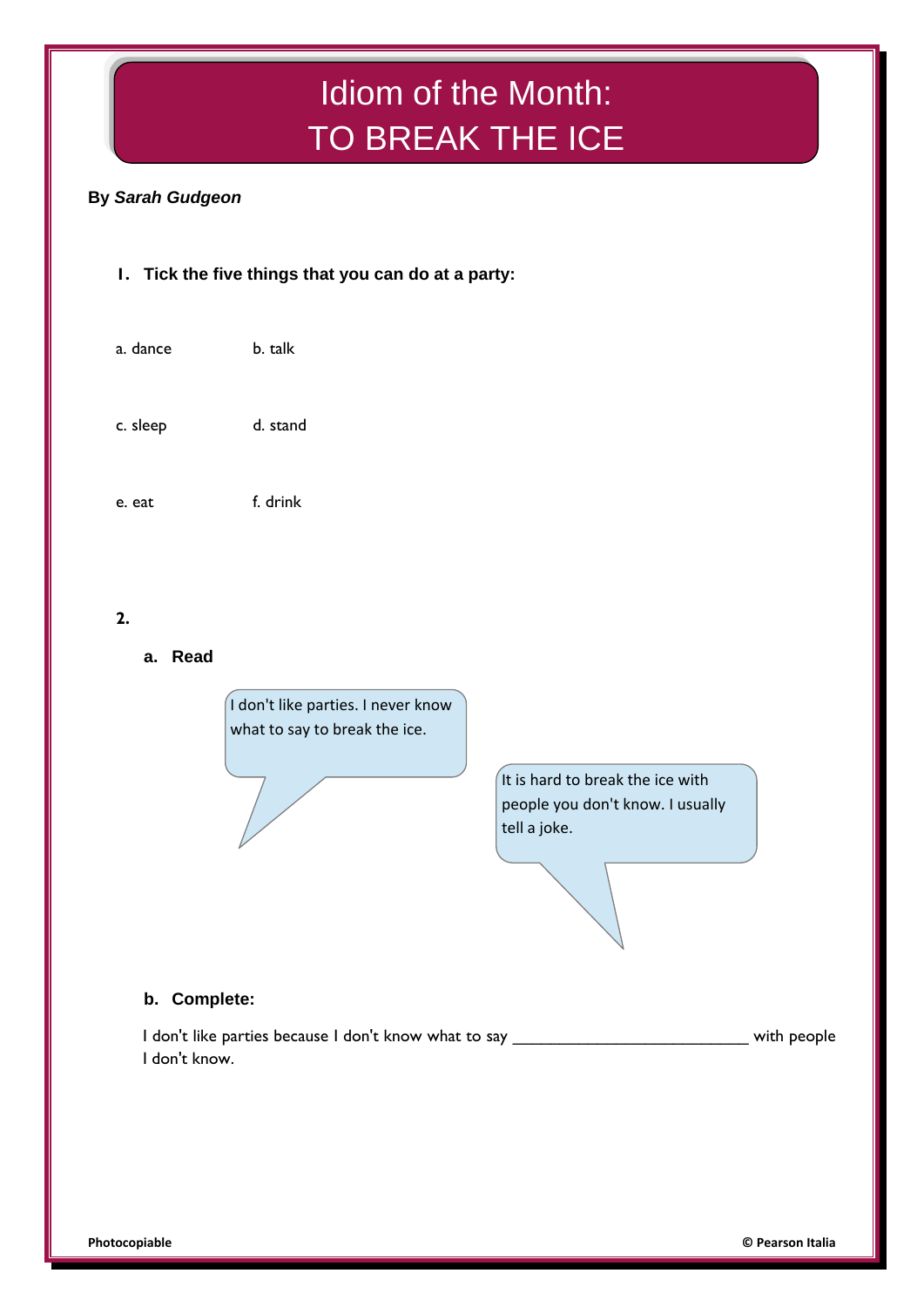# Idiom of the Month: TO BREAK THE ICE

**By *Sarah Gudgeon***

1. **Tick the five things that you can do at a party:**

a. dance b. talk

c. sleep d. stand

e. eat f. drink

**2.**

**a. Read**

I don't like parties. I never know what to say to break the ice.

It is hard to break the ice with people you don't know. I usually tell a joke.

**b. Complete:**

I don't like parties because I don't know what to say ___________________________ with people I don't know.

**Photocopiable** **© Pearson Italia**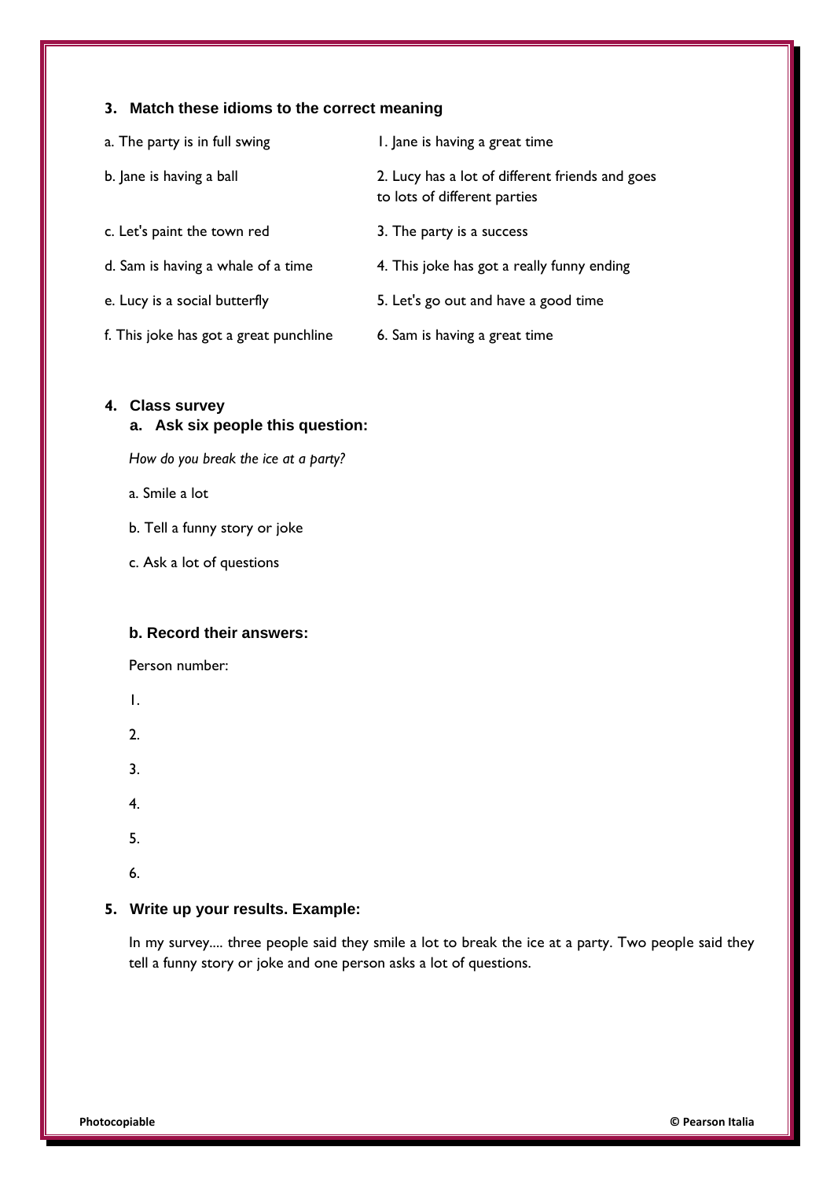### 3. Match these idioms to the correct meaning

| | |
|---|---|
| a. The party is in full swing | 1. Jane is having a great time |
| b. Jane is having a ball | 2. Lucy has a lot of different friends and goes to lots of different parties |
| c. Let's paint the town red | 3. The party is a success |
| d. Sam is having a whale of a time | 4. This joke has got a really funny ending |
| e. Lucy is a social butterfly | 5. Let's go out and have a good time |
| f. This joke has got a great punchline | 6. Sam is having a great time |

### 4. Class survey

#### a. Ask six people this question:

*How do you break the ice at a party?*

a. Smile a lot

b. Tell a funny story or joke

c. Ask a lot of questions

#### b. Record their answers:

Person number:

1.

2.

3.

4.

5.

6.

### 5. Write up your results. Example:

In my survey.... three people said they smile a lot to break the ice at a party. Two people said they tell a funny story or joke and one person asks a lot of questions.

**Photocopiable** **© Pearson Italia**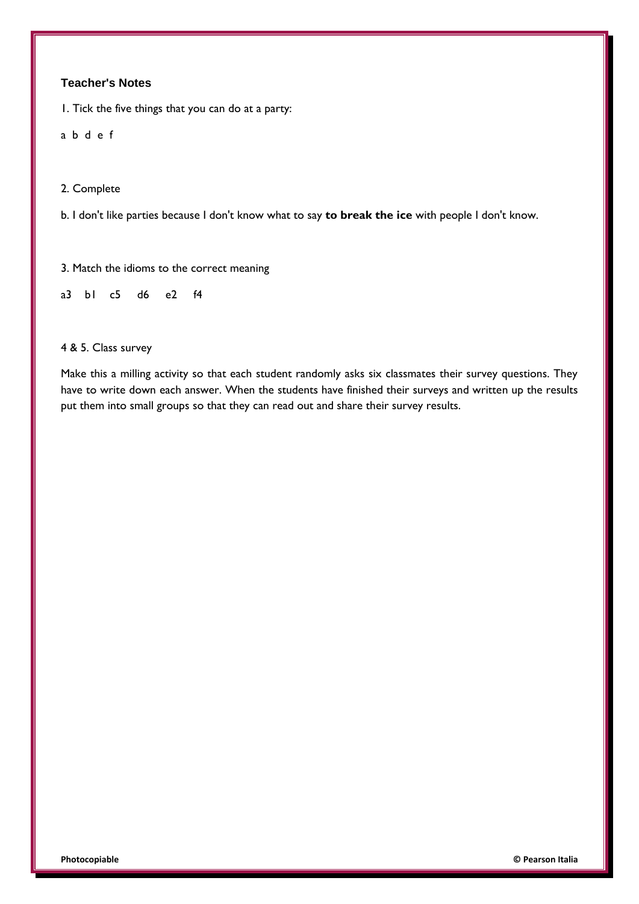### Teacher's Notes

1. Tick the five things that you can do at a party:

a b d e f

2. Complete

b. I don't like parties because I don't know what to say **to break the ice** with people I don't know.

3. Match the idioms to the correct meaning

a3 b1 c5 d6 e2 f4

4 & 5. Class survey

Make this a milling activity so that each student randomly asks six classmates their survey questions. They have to write down each answer. When the students have finished their surveys and written up the results put them into small groups so that they can read out and share their survey results.

**Photocopiable** **© Pearson Italia**